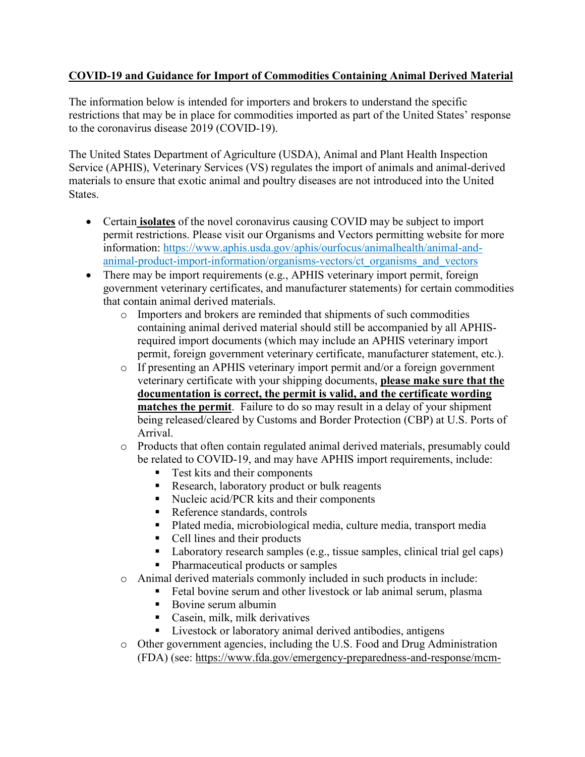**COVID-19 and Guidance for Import of Commodities Containing Animal Derived Material**

The information below is intended for importers and brokers to understand the specific restrictions that may be in place for commodities imported as part of the United States' response to the coronavirus disease 2019 (COVID-19).

The United States Department of Agriculture (USDA), Animal and Plant Health Inspection Service (APHIS), Veterinary Services (VS) regulates the import of animals and animal-derived materials to ensure that exotic animal and poultry diseases are not introduced into the United States.

- Certain **isolates** of the novel coronavirus causing COVID may be subject to import permit restrictions. Please visit our Organisms and Vectors permitting website for more information: https://www.aphis.usda.gov/aphis/ourfocus/animalhealth/animal-and-animal-product-import-information/organisms-vectors/ct_organisms_and_vectors
- There may be import requirements (e.g., APHIS veterinary import permit, foreign government veterinary certificates, and manufacturer statements) for certain commodities that contain animal derived materials.
  - Importers and brokers are reminded that shipments of such commodities containing animal derived material should still be accompanied by all APHIS-required import documents (which may include an APHIS veterinary import permit, foreign government veterinary certificate, manufacturer statement, etc.).
  - If presenting an APHIS veterinary import permit and/or a foreign government veterinary certificate with your shipping documents, **please make sure that the documentation is correct, the permit is valid, and the certificate wording matches the permit**. Failure to do so may result in a delay of your shipment being released/cleared by Customs and Border Protection (CBP) at U.S. Ports of Arrival.
  - Products that often contain regulated animal derived materials, presumably could be related to COVID-19, and may have APHIS import requirements, include:
    - Test kits and their components
    - Research, laboratory product or bulk reagents
    - Nucleic acid/PCR kits and their components
    - Reference standards, controls
    - Plated media, microbiological media, culture media, transport media
    - Cell lines and their products
    - Laboratory research samples (e.g., tissue samples, clinical trial gel caps)
    - Pharmaceutical products or samples
  - Animal derived materials commonly included in such products in include:
    - Fetal bovine serum and other livestock or lab animal serum, plasma
    - Bovine serum albumin
    - Casein, milk, milk derivatives
    - Livestock or laboratory animal derived antibodies, antigens
  - Other government agencies, including the U.S. Food and Drug Administration (FDA) (see: https://www.fda.gov/emergency-preparedness-and-response/mcm-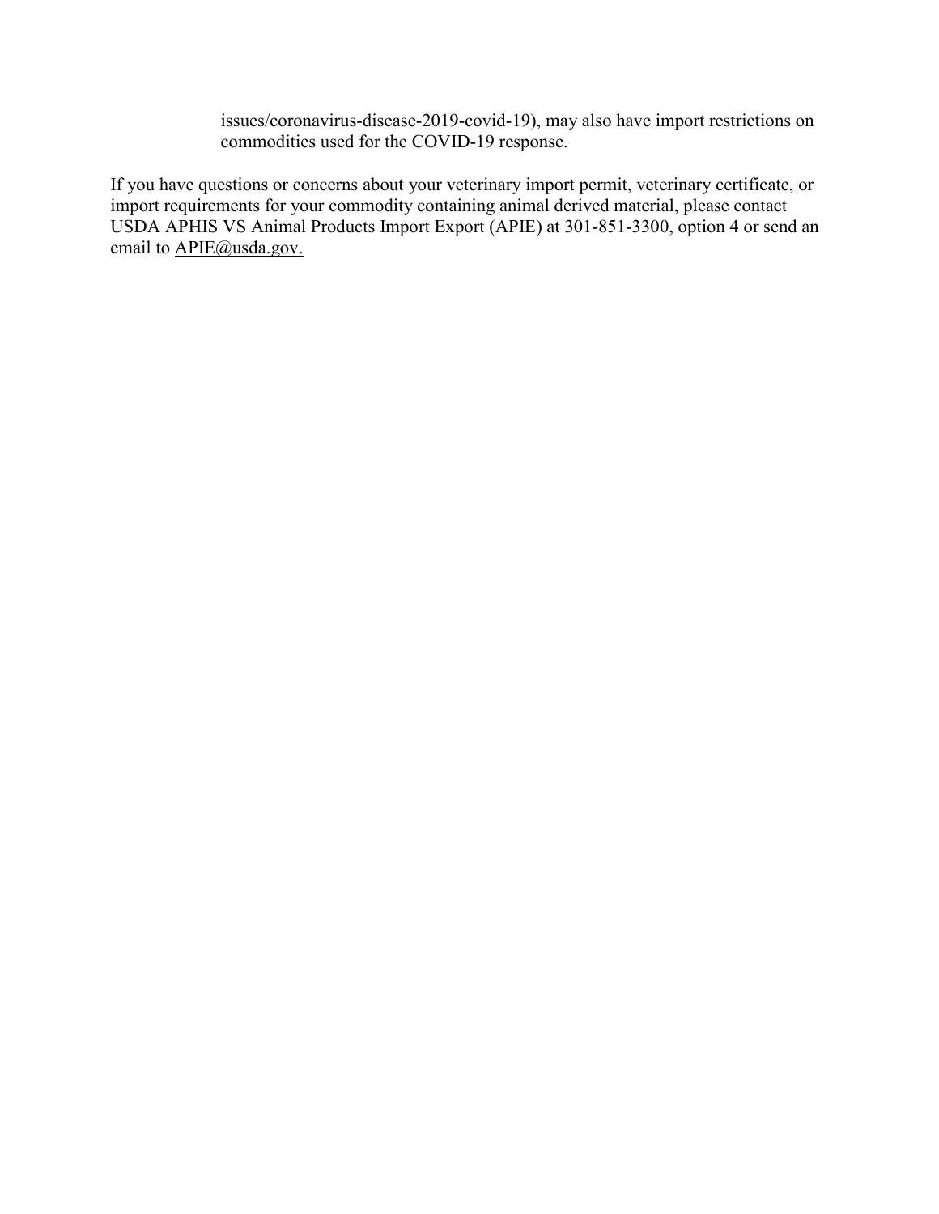issues/coronavirus-disease-2019-covid-19), may also have import restrictions on commodities used for the COVID-19 response.

If you have questions or concerns about your veterinary import permit, veterinary certificate, or import requirements for your commodity containing animal derived material, please contact USDA APHIS VS Animal Products Import Export (APIE) at 301-851-3300, option 4 or send an email to APIE@usda.gov.